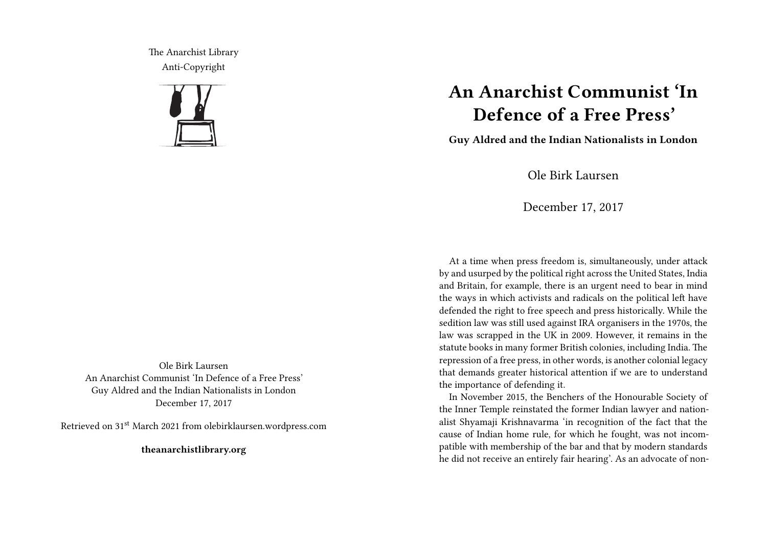The Anarchist Library
Anti-Copyright

Ole Birk Laursen
An Anarchist Communist 'In Defence of a Free Press'
Guy Aldred and the Indian Nationalists in London
December 17, 2017

Retrieved on 31st March 2021 from olebirklaursen.wordpress.com

**theanarchistlibrary.org**

# An Anarchist Communist 'In Defence of a Free Press'

**Guy Aldred and the Indian Nationalists in London**

Ole Birk Laursen

December 17, 2017

At a time when press freedom is, simultaneously, under attack by and usurped by the political right across the United States, India and Britain, for example, there is an urgent need to bear in mind the ways in which activists and radicals on the political left have defended the right to free speech and press historically. While the sedition law was still used against IRA organisers in the 1970s, the law was scrapped in the UK in 2009. However, it remains in the statute books in many former British colonies, including India. The repression of a free press, in other words, is another colonial legacy that demands greater historical attention if we are to understand the importance of defending it.

In November 2015, the Benchers of the Honourable Society of the Inner Temple reinstated the former Indian lawyer and nationalist Shyamaji Krishnavarma 'in recognition of the fact that the cause of Indian home rule, for which he fought, was not incompatible with membership of the bar and that by modern standards he did not receive an entirely fair hearing'. As an advocate of non-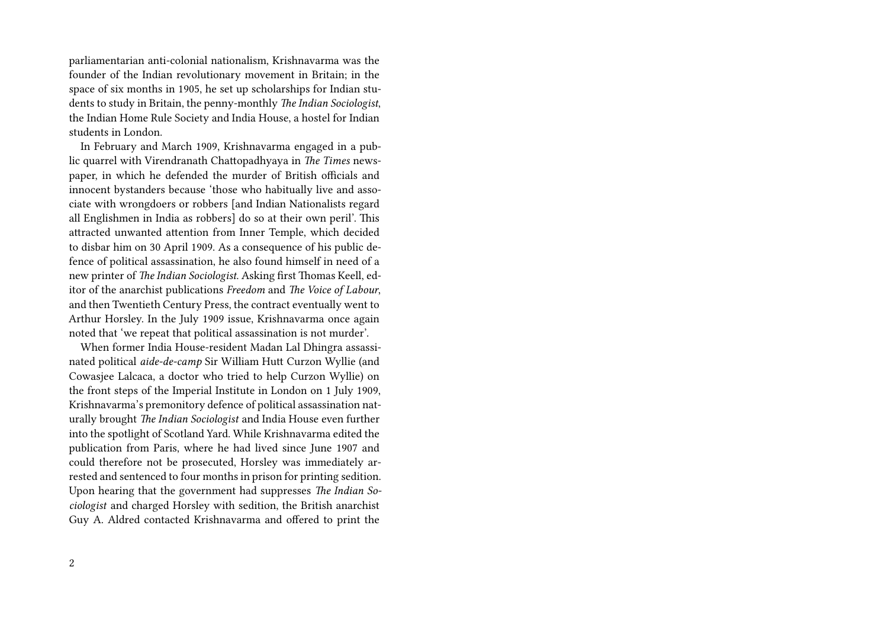parliamentarian anti-colonial nationalism, Krishnavarma was the founder of the Indian revolutionary movement in Britain; in the space of six months in 1905, he set up scholarships for Indian students to study in Britain, the penny-monthly *The Indian Sociologist*, the Indian Home Rule Society and India House, a hostel for Indian students in London.

In February and March 1909, Krishnavarma engaged in a public quarrel with Virendranath Chattopadhyaya in *The Times* newspaper, in which he defended the murder of British officials and innocent bystanders because 'those who habitually live and associate with wrongdoers or robbers [and Indian Nationalists regard all Englishmen in India as robbers] do so at their own peril'. This attracted unwanted attention from Inner Temple, which decided to disbar him on 30 April 1909. As a consequence of his public defence of political assassination, he also found himself in need of a new printer of *The Indian Sociologist*. Asking first Thomas Keell, editor of the anarchist publications *Freedom* and *The Voice of Labour*, and then Twentieth Century Press, the contract eventually went to Arthur Horsley. In the July 1909 issue, Krishnavarma once again noted that 'we repeat that political assassination is not murder'.

When former India House-resident Madan Lal Dhingra assassinated political *aide-de-camp* Sir William Hutt Curzon Wyllie (and Cowasjee Lalcaca, a doctor who tried to help Curzon Wyllie) on the front steps of the Imperial Institute in London on 1 July 1909, Krishnavarma's premonitory defence of political assassination naturally brought *The Indian Sociologist* and India House even further into the spotlight of Scotland Yard. While Krishnavarma edited the publication from Paris, where he had lived since June 1907 and could therefore not be prosecuted, Horsley was immediately arrested and sentenced to four months in prison for printing sedition. Upon hearing that the government had suppresses *The Indian Sociologist* and charged Horsley with sedition, the British anarchist Guy A. Aldred contacted Krishnavarma and offered to print the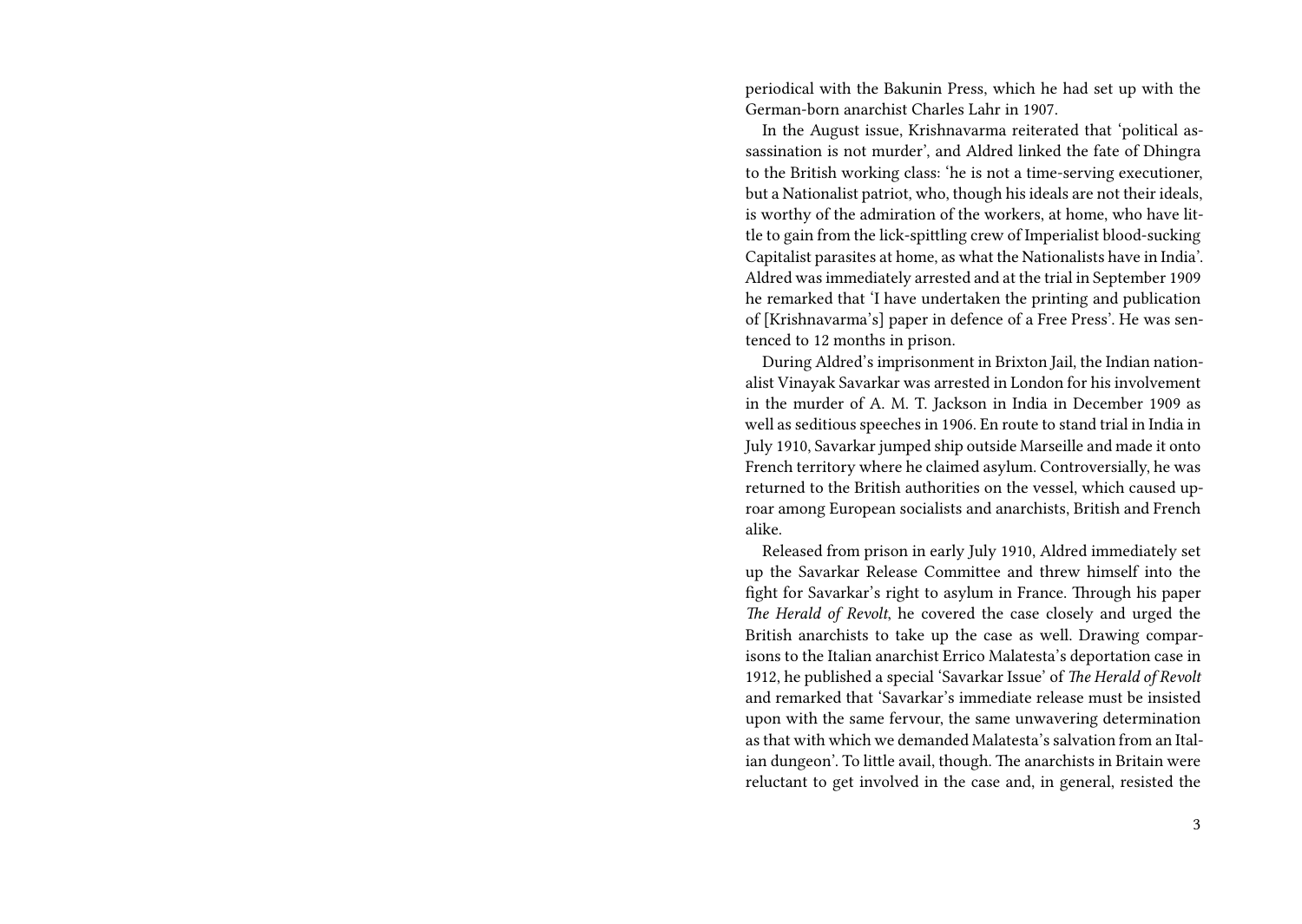periodical with the Bakunin Press, which he had set up with the German-born anarchist Charles Lahr in 1907.

In the August issue, Krishnavarma reiterated that 'political assassination is not murder', and Aldred linked the fate of Dhingra to the British working class: 'he is not a time-serving executioner, but a Nationalist patriot, who, though his ideals are not their ideals, is worthy of the admiration of the workers, at home, who have little to gain from the lick-spittling crew of Imperialist blood-sucking Capitalist parasites at home, as what the Nationalists have in India'. Aldred was immediately arrested and at the trial in September 1909 he remarked that 'I have undertaken the printing and publication of [Krishnavarma's] paper in defence of a Free Press'. He was sentenced to 12 months in prison.

During Aldred's imprisonment in Brixton Jail, the Indian nationalist Vinayak Savarkar was arrested in London for his involvement in the murder of A. M. T. Jackson in India in December 1909 as well as seditious speeches in 1906. En route to stand trial in India in July 1910, Savarkar jumped ship outside Marseille and made it onto French territory where he claimed asylum. Controversially, he was returned to the British authorities on the vessel, which caused uproar among European socialists and anarchists, British and French alike.

Released from prison in early July 1910, Aldred immediately set up the Savarkar Release Committee and threw himself into the fight for Savarkar's right to asylum in France. Through his paper *The Herald of Revolt*, he covered the case closely and urged the British anarchists to take up the case as well. Drawing comparisons to the Italian anarchist Errico Malatesta's deportation case in 1912, he published a special 'Savarkar Issue' of *The Herald of Revolt* and remarked that 'Savarkar's immediate release must be insisted upon with the same fervour, the same unwavering determination as that with which we demanded Malatesta's salvation from an Italian dungeon'. To little avail, though. The anarchists in Britain were reluctant to get involved in the case and, in general, resisted the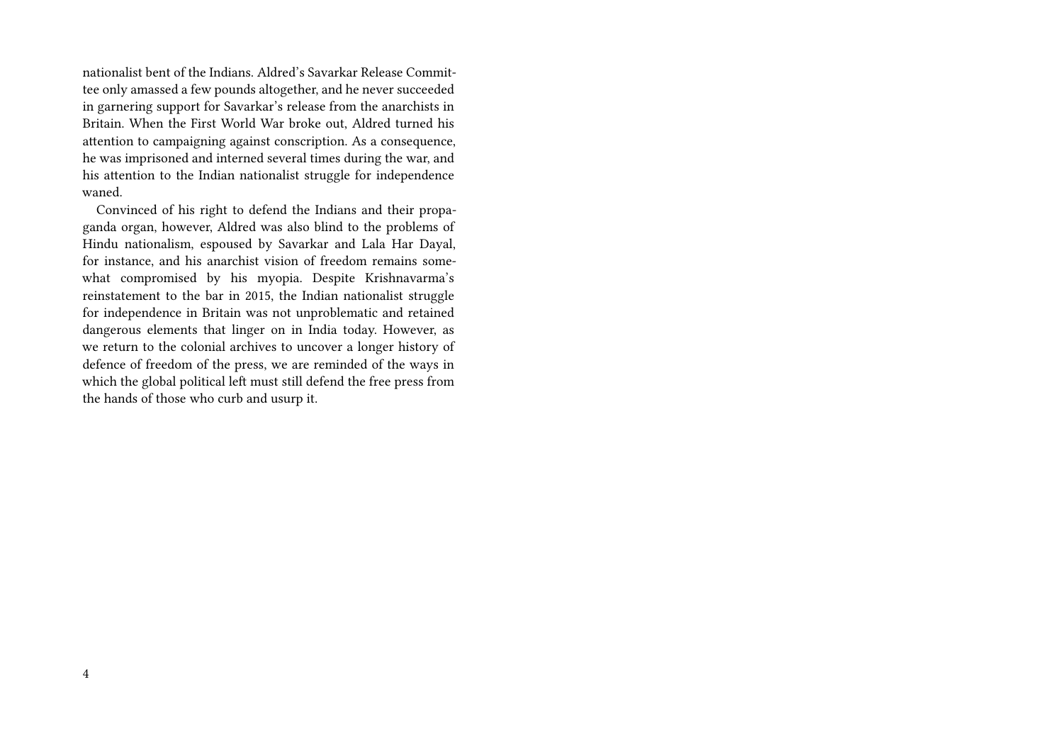nationalist bent of the Indians. Aldred's Savarkar Release Committee only amassed a few pounds altogether, and he never succeeded in garnering support for Savarkar's release from the anarchists in Britain. When the First World War broke out, Aldred turned his attention to campaigning against conscription. As a consequence, he was imprisoned and interned several times during the war, and his attention to the Indian nationalist struggle for independence waned.

Convinced of his right to defend the Indians and their propaganda organ, however, Aldred was also blind to the problems of Hindu nationalism, espoused by Savarkar and Lala Har Dayal, for instance, and his anarchist vision of freedom remains somewhat compromised by his myopia. Despite Krishnavarma's reinstatement to the bar in 2015, the Indian nationalist struggle for independence in Britain was not unproblematic and retained dangerous elements that linger on in India today. However, as we return to the colonial archives to uncover a longer history of defence of freedom of the press, we are reminded of the ways in which the global political left must still defend the free press from the hands of those who curb and usurp it.